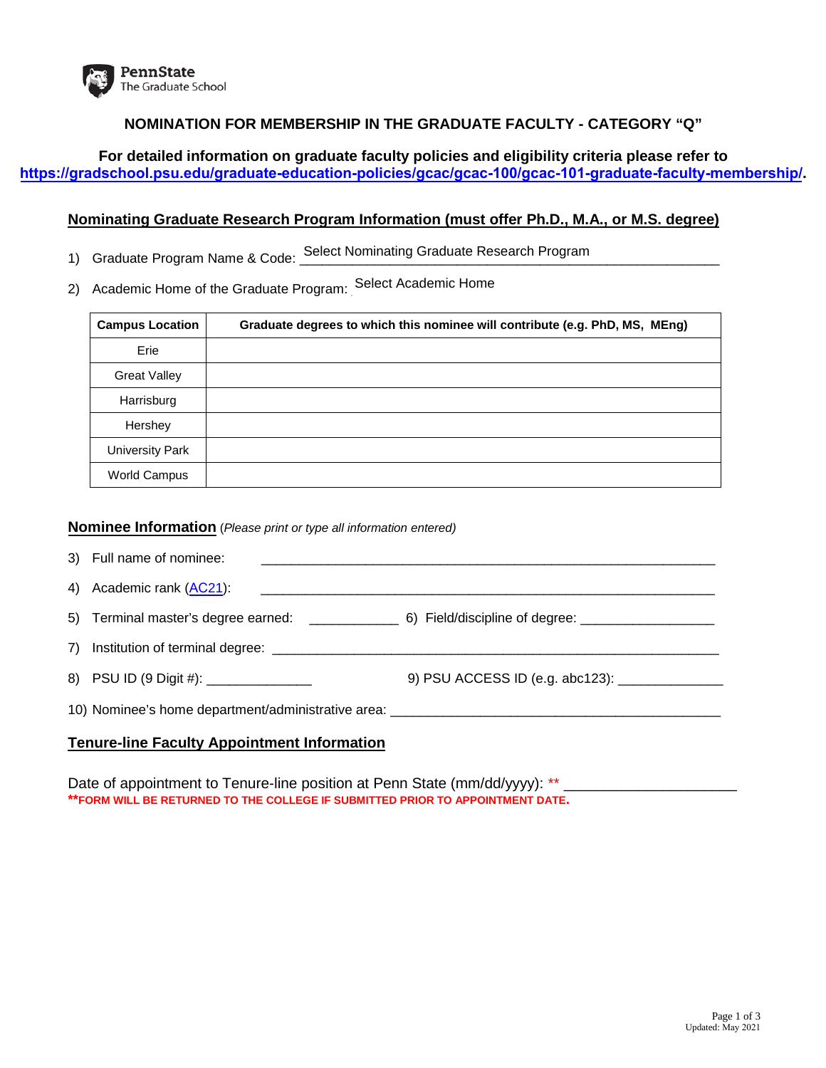PennState
The Graduate School

## NOMINATION FOR MEMBERSHIP IN THE GRADUATE FACULTY - CATEGORY "Q"

**For detailed information on graduate faculty policies and eligibility criteria please refer to [https://gradschool.psu.edu/graduate-education-policies/gcac/gcac-100/gcac-101-graduate-faculty-membership/](https://gradschool.psu.edu/graduate-education-policies/gcac/gcac-100/gcac-101-graduate-faculty-membership/).**

### Nominating Graduate Research Program Information (must offer Ph.D., M.A., or M.S. degree)

1) Graduate Program Name & Code: Select Nominating Graduate Research Program ______________________________

2) Academic Home of the Graduate Program: Select Academic Home

| Campus Location | Graduate degrees to which this nominee will contribute (e.g. PhD, MS, MEng) |
|---|---|
| Erie | |
| Great Valley | |
| Harrisburg | |
| Hershey | |
| University Park | |
| World Campus | |

### Nominee Information (*Please print or type all information entered*)

3) Full name of nominee: ______________________________________________________________

4) Academic rank (AC21): ______________________________________________________________

5) Terminal master's degree earned: ____________ 6) Field/discipline of degree: _________________

7) Institution of terminal degree: ______________________________________________________________

8) PSU ID (9 Digit #): ______________ 9) PSU ACCESS ID (e.g. abc123): ______________

10) Nominee's home department/administrative area: ____________________________________________

### Tenure-line Faculty Appointment Information

Date of appointment to Tenure-line position at Penn State (mm/dd/yyyy): ** _____________________

****FORM WILL BE RETURNED TO THE COLLEGE IF SUBMITTED PRIOR TO APPOINTMENT DATE.**

Updated: May 2021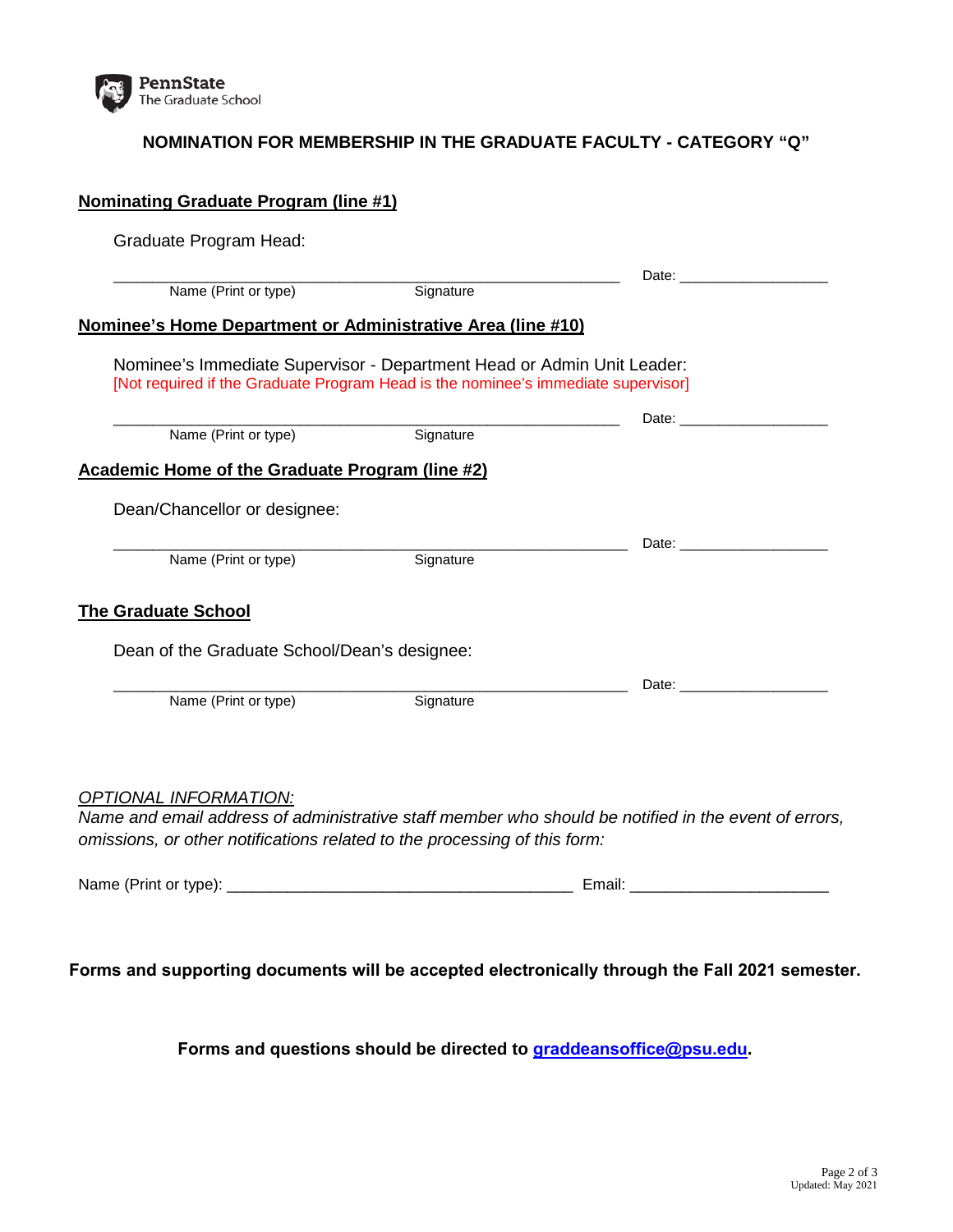PennState
The Graduate School

**NOMINATION FOR MEMBERSHIP IN THE GRADUATE FACULTY - CATEGORY "Q"**

**Nominating Graduate Program (line #1)**

Graduate Program Head:

_______________________________________________ Date: ________________
Name (Print or type) Signature

**Nominee's Home Department or Administrative Area (line #10)**

Nominee's Immediate Supervisor - Department Head or Admin Unit Leader:
[Not required if the Graduate Program Head is the nominee's immediate supervisor]

_______________________________________________ Date: ________________
Name (Print or type) Signature

**Academic Home of the Graduate Program (line #2)**

Dean/Chancellor or designee:

_______________________________________________ Date: ________________
Name (Print or type) Signature

**The Graduate School**

Dean of the Graduate School/Dean's designee:

_______________________________________________ Date: ________________
Name (Print or type) Signature

*OPTIONAL INFORMATION:*
*Name and email address of administrative staff member who should be notified in the event of errors, omissions, or other notifications related to the processing of this form:*

Name (Print or type): ______________________________ Email: __________________

**Forms and supporting documents will be accepted electronically through the Fall 2021 semester.**

**Forms and questions should be directed to graddeansoffice@psu.edu.**

Updated: May 2021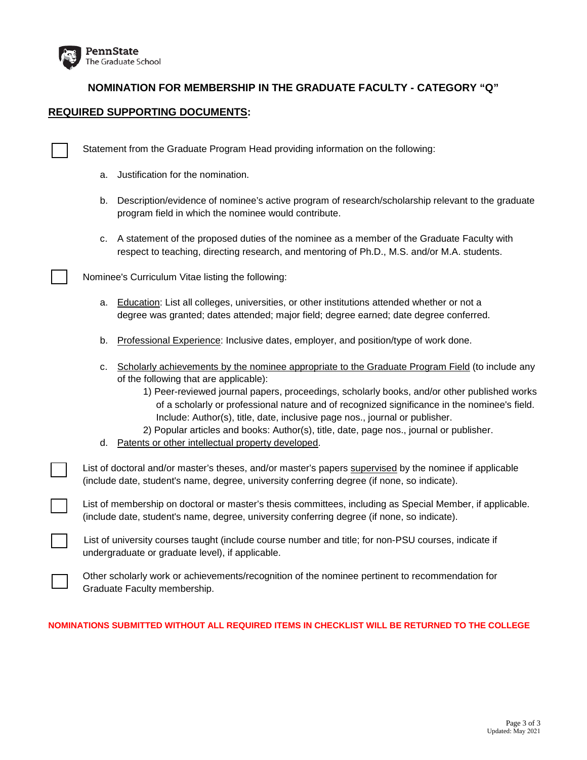PennState
The Graduate School

## NOMINATION FOR MEMBERSHIP IN THE GRADUATE FACULTY - CATEGORY "Q"

### REQUIRED SUPPORTING DOCUMENTS:

- [ ] Statement from the Graduate Program Head providing information on the following:

    a. Justification for the nomination.

    b. Description/evidence of nominee's active program of research/scholarship relevant to the graduate program field in which the nominee would contribute.

    c. A statement of the proposed duties of the nominee as a member of the Graduate Faculty with respect to teaching, directing research, and mentoring of Ph.D., M.S. and/or M.A. students.

- [ ] Nominee's Curriculum Vitae listing the following:

    a. Education: List all colleges, universities, or other institutions attended whether or not a degree was granted; dates attended; major field; degree earned; date degree conferred.

    b. Professional Experience: Inclusive dates, employer, and position/type of work done.

    c. Scholarly achievements by the nominee appropriate to the Graduate Program Field (to include any of the following that are applicable):
        1) Peer-reviewed journal papers, proceedings, scholarly books, and/or other published works of a scholarly or professional nature and of recognized significance in the nominee's field. Include: Author(s), title, date, inclusive page nos., journal or publisher.
        2) Popular articles and books: Author(s), title, date, page nos., journal or publisher.

    d. Patents or other intellectual property developed.

- [ ] List of doctoral and/or master's theses, and/or master's papers supervised by the nominee if applicable (include date, student's name, degree, university conferring degree (if none, so indicate).

- [ ] List of membership on doctoral or master's thesis committees, including as Special Member, if applicable. (include date, student's name, degree, university conferring degree (if none, so indicate).

- [ ] List of university courses taught (include course number and title; for non-PSU courses, indicate if undergraduate or graduate level), if applicable.

- [ ] Other scholarly work or achievements/recognition of the nominee pertinent to recommendation for Graduate Faculty membership.

**NOMINATIONS SUBMITTED WITHOUT ALL REQUIRED ITEMS IN CHECKLIST WILL BE RETURNED TO THE COLLEGE**

Updated: May 2021